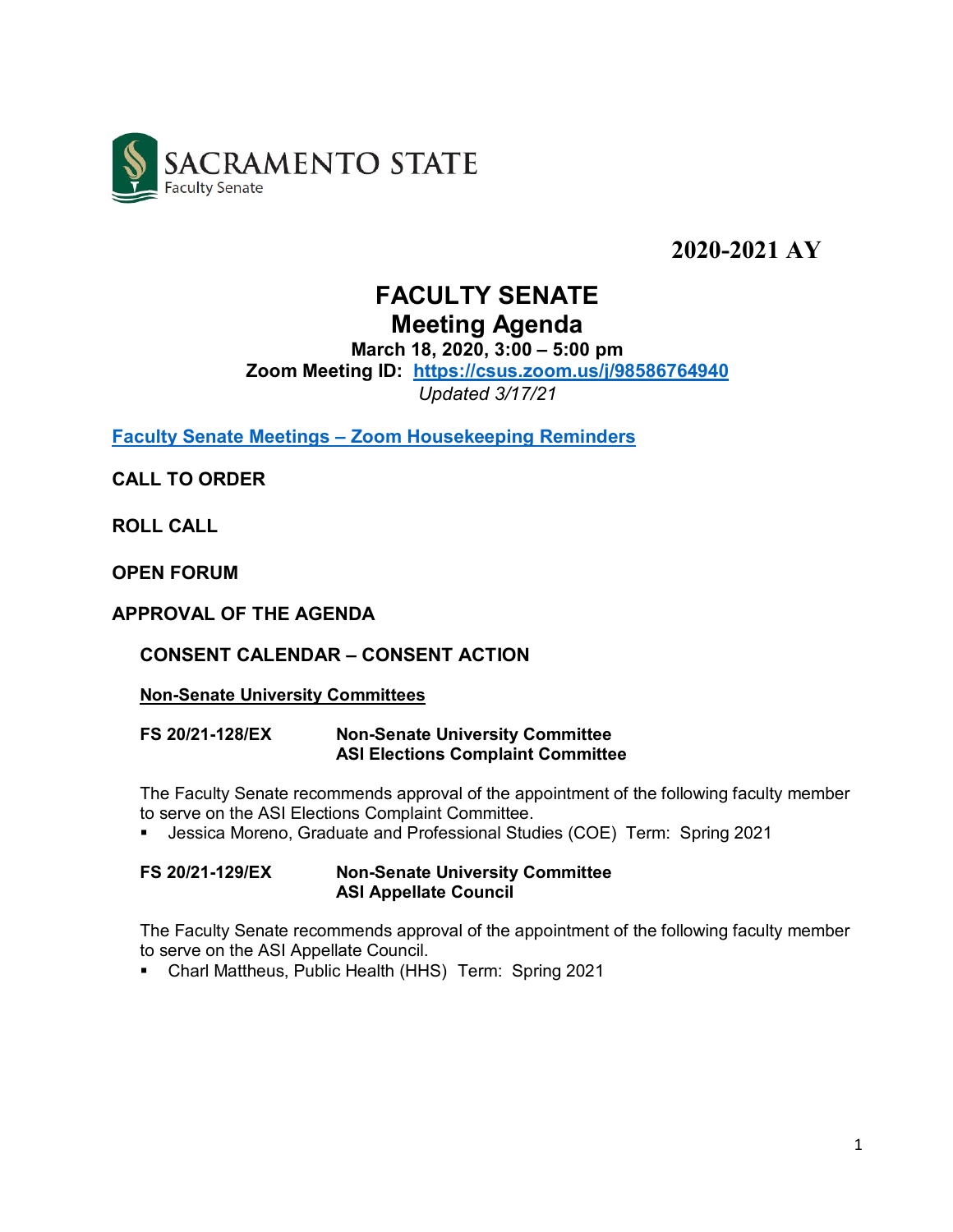SACRAMENTO STATE
Faculty Senate

**2020-2021 AY**

# FACULTY SENATE
# Meeting Agenda

**March 18, 2020, 3:00 – 5:00 pm**

**Zoom Meeting ID: [https://csus.zoom.us/j/98586764940](https://csus.zoom.us/j/98586764940)**

*Updated 3/17/21*

**Faculty Senate Meetings – Zoom Housekeeping Reminders**

## CALL TO ORDER

## ROLL CALL

## OPEN FORUM

## APPROVAL OF THE AGENDA

### CONSENT CALENDAR – CONSENT ACTION

**Non-Senate University Committees**

**FS 20/21-128/EX** **Non-Senate University Committee**
**ASI Elections Complaint Committee**

The Faculty Senate recommends approval of the appointment of the following faculty member to serve on the ASI Elections Complaint Committee.

- Jessica Moreno, Graduate and Professional Studies (COE) Term: Spring 2021

**FS 20/21-129/EX** **Non-Senate University Committee**
**ASI Appellate Council**

The Faculty Senate recommends approval of the appointment of the following faculty member to serve on the ASI Appellate Council.

- Charl Mattheus, Public Health (HHS) Term: Spring 2021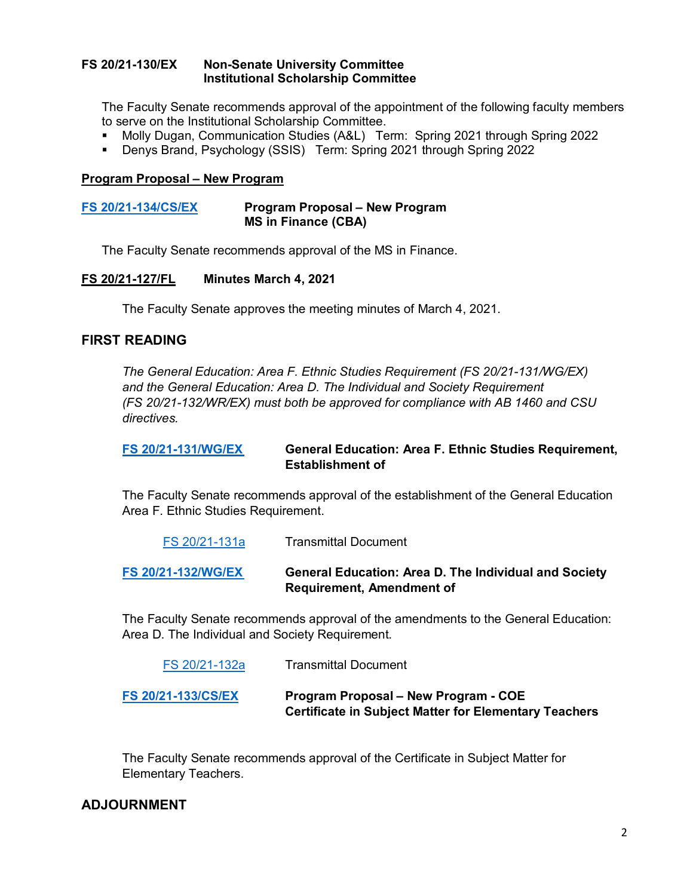**FS 20/21-130/EX** **Non-Senate University Committee**
**Institutional Scholarship Committee**

The Faculty Senate recommends approval of the appointment of the following faculty members to serve on the Institutional Scholarship Committee.

- Molly Dugan, Communication Studies (A&L) Term: Spring 2021 through Spring 2022
- Denys Brand, Psychology (SSIS) Term: Spring 2021 through Spring 2022

**Program Proposal – New Program**

**FS 20/21-134/CS/EX** **Program Proposal – New Program**
**MS in Finance (CBA)**

The Faculty Senate recommends approval of the MS in Finance.

**FS 20/21-127/FL** **Minutes March 4, 2021**

The Faculty Senate approves the meeting minutes of March 4, 2021.

## FIRST READING

*The General Education: Area F. Ethnic Studies Requirement (FS 20/21-131/WG/EX) and the General Education: Area D. The Individual and Society Requirement (FS 20/21-132/WR/EX) must both be approved for compliance with AB 1460 and CSU directives.*

**FS 20/21-131/WG/EX** **General Education: Area F. Ethnic Studies Requirement, Establishment of**

The Faculty Senate recommends approval of the establishment of the General Education Area F. Ethnic Studies Requirement.

FS 20/21-131a Transmittal Document

**FS 20/21-132/WG/EX** **General Education: Area D. The Individual and Society Requirement, Amendment of**

The Faculty Senate recommends approval of the amendments to the General Education: Area D. The Individual and Society Requirement.

FS 20/21-132a Transmittal Document

**FS 20/21-133/CS/EX** **Program Proposal – New Program - COE**
**Certificate in Subject Matter for Elementary Teachers**

The Faculty Senate recommends approval of the Certificate in Subject Matter for Elementary Teachers.

## ADJOURNMENT